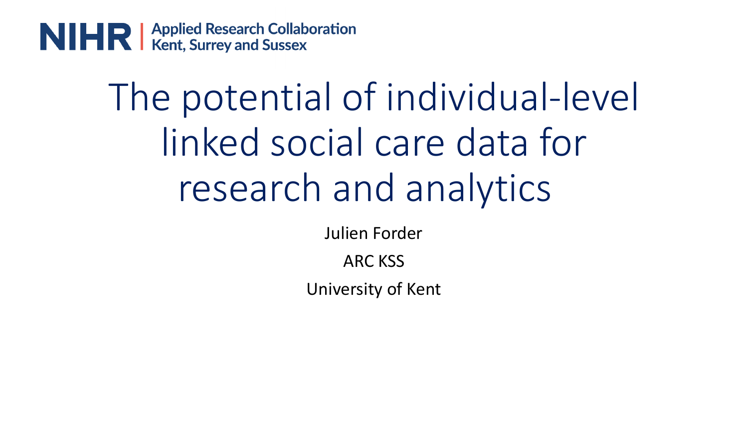NIHR | Applied Research Collaboration Kent, Surrey and Sussex

# The potential of individual-level linked social care data for research and analytics

Julien Forder

ARC KSS

University of Kent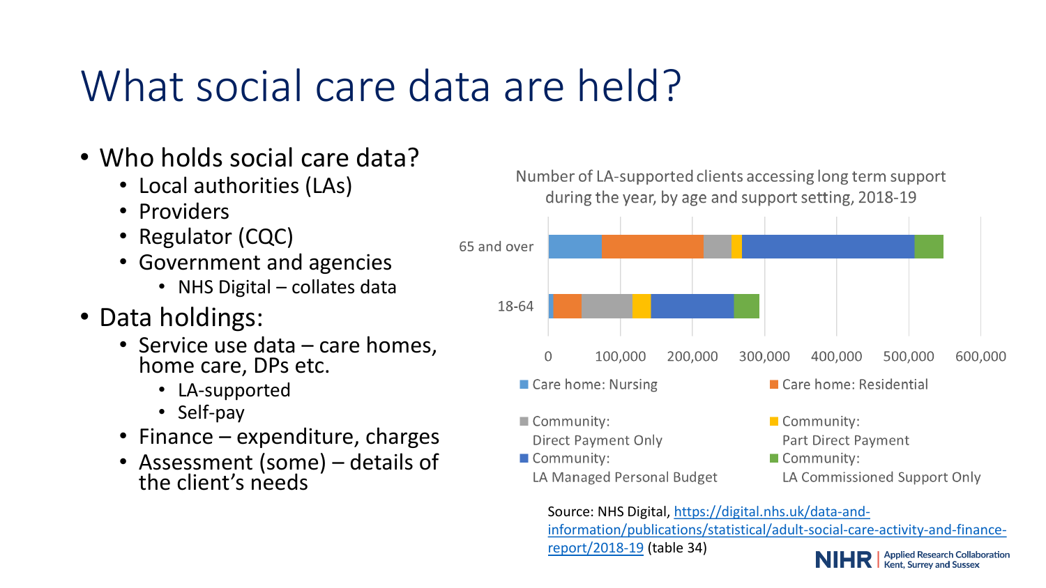# What social care data are held?

- Who holds social care data?
  - Local authorities (LAs)
  - Providers
  - Regulator (CQC)
  - Government and agencies
    - NHS Digital – collates data
- Data holdings:
  - Service use data – care homes, home care, DPs etc.
    - LA-supported
    - Self-pay
  - Finance – expenditure, charges
  - Assessment (some) – details of the client's needs

Number of LA-supported clients accessing long term support during the year, by age and support setting, 2018-19

Legend: Care home: Nursing; Care home: Residential; Community: Direct Payment Only; Community: Part Direct Payment; Community: LA Managed Personal Budget; Community: LA Commissioned Support Only

Rows: 65 and over; 18-64

Axis: 0, 100,000, 200,000, 300,000, 400,000, 500,000, 600,000

Source: NHS Digital, https://digital.nhs.uk/data-and-information/publications/statistical/adult-social-care-activity-and-finance-report/2018-19 (table 34)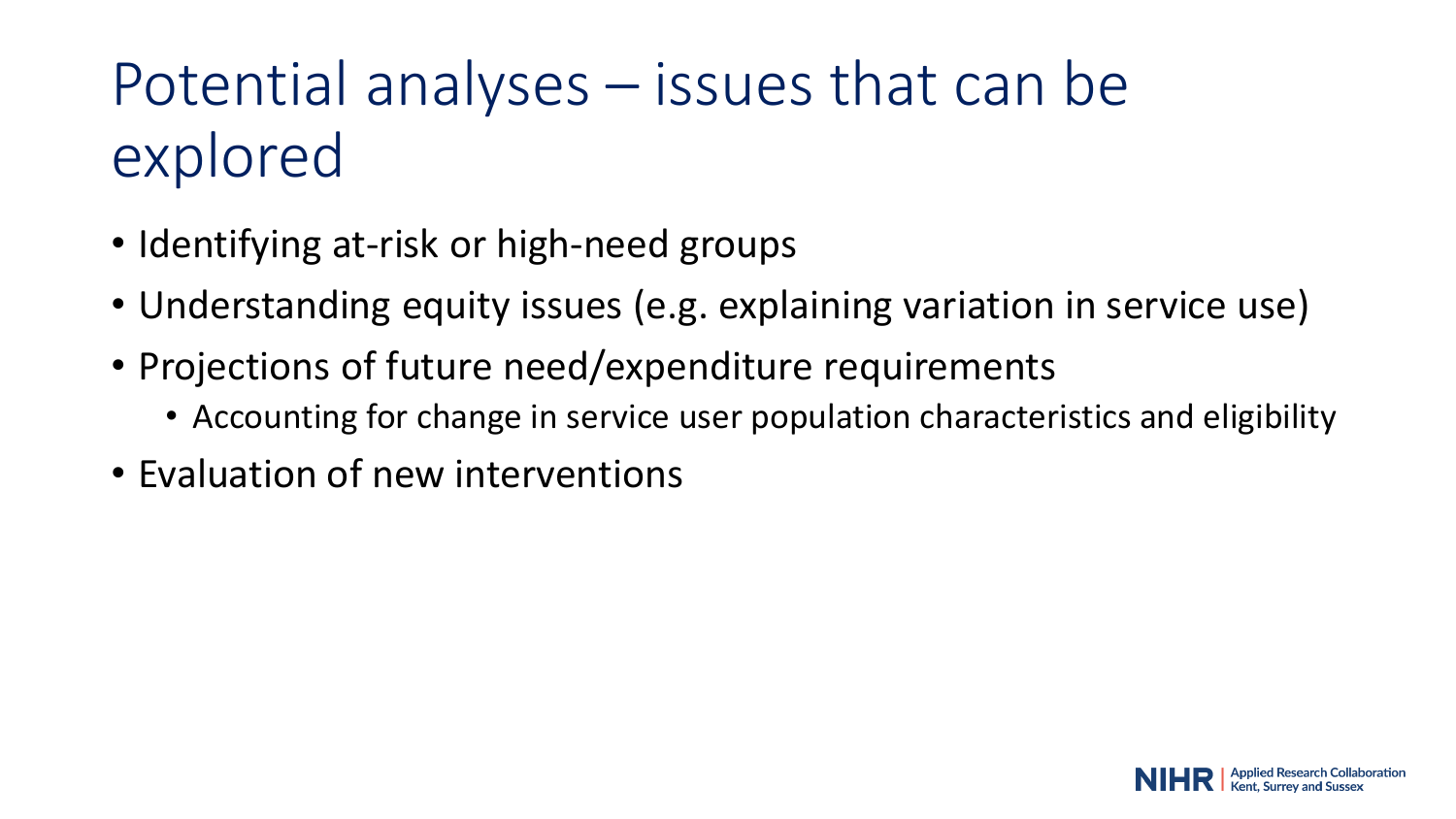# Potential analyses – issues that can be explored

- Identifying at-risk or high-need groups
- Understanding equity issues (e.g. explaining variation in service use)
- Projections of future need/expenditure requirements
  - Accounting for change in service user population characteristics and eligibility
- Evaluation of new interventions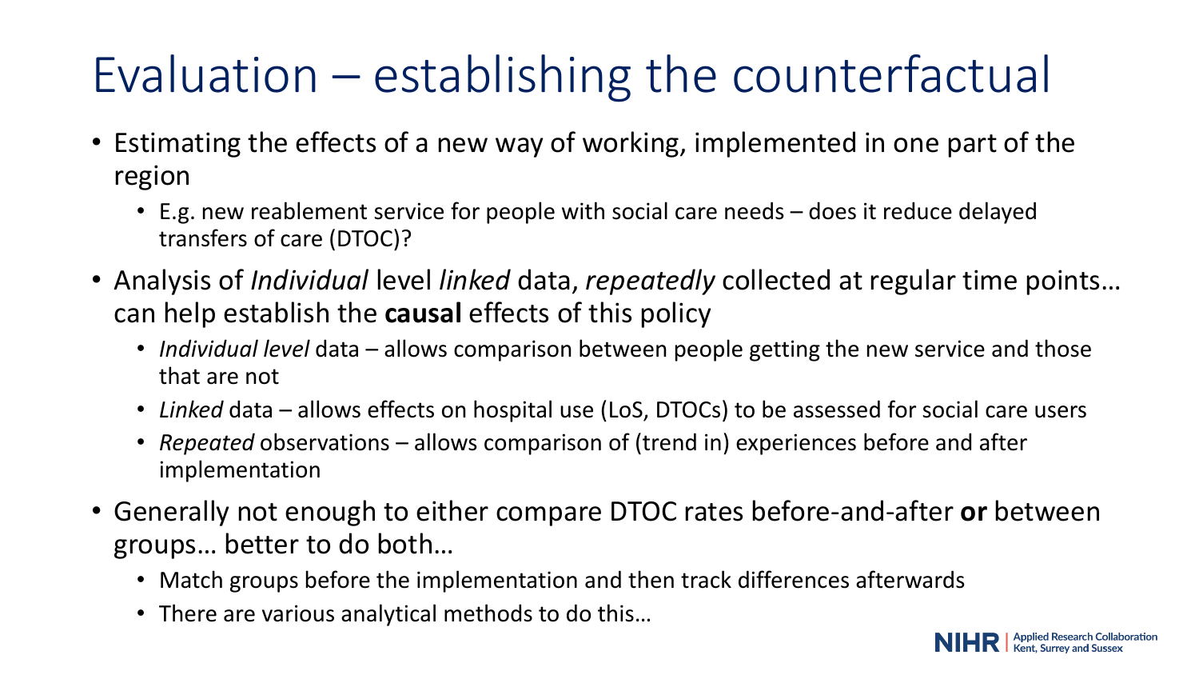# Evaluation – establishing the counterfactual

- Estimating the effects of a new way of working, implemented in one part of the region
  - E.g. new reablement service for people with social care needs – does it reduce delayed transfers of care (DTOC)?
- Analysis of *Individual* level *linked* data, *repeatedly* collected at regular time points… can help establish the **causal** effects of this policy
  - *Individual level* data – allows comparison between people getting the new service and those that are not
  - *Linked* data – allows effects on hospital use (LoS, DTOCs) to be assessed for social care users
  - *Repeated* observations – allows comparison of (trend in) experiences before and after implementation
- Generally not enough to either compare DTOC rates before-and-after **or** between groups… better to do both…
  - Match groups before the implementation and then track differences afterwards
  - There are various analytical methods to do this…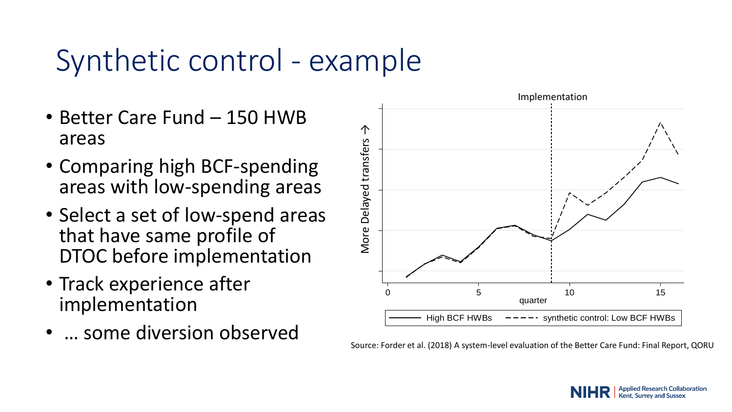# Synthetic control - example

- Better Care Fund – 150 HWB areas
- Comparing high BCF-spending areas with low-spending areas
- Select a set of low-spend areas that have same profile of DTOC before implementation
- Track experience after implementation
- … some diversion observed

Implementation

More Delayed transfers →

quarter

High BCF HWBs — synthetic control: Low BCF HWBs

Source: Forder et al. (2018) A system-level evaluation of the Better Care Fund: Final Report, QORU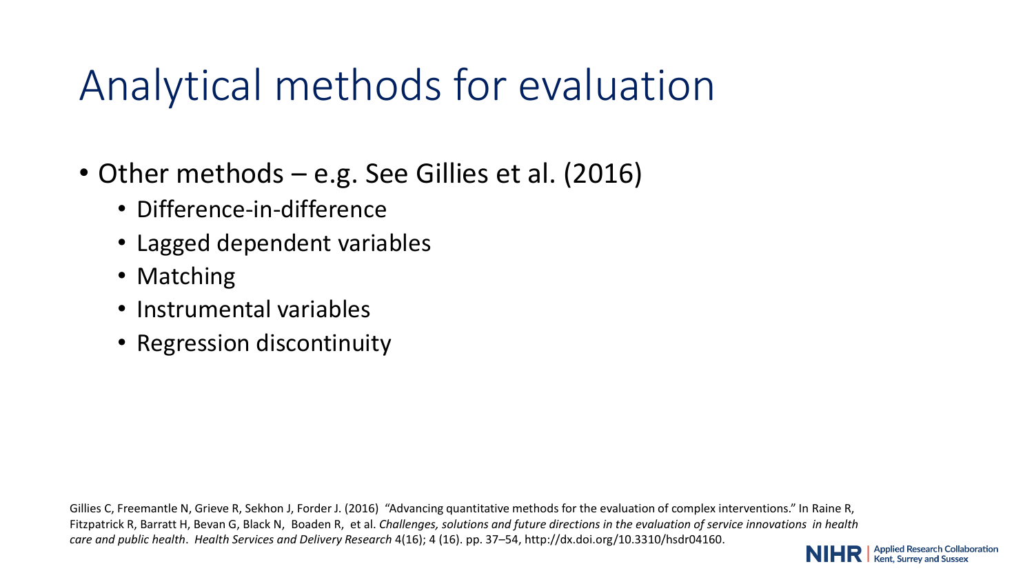# Analytical methods for evaluation

- Other methods – e.g. See Gillies et al. (2016)
  - Difference-in-difference
  - Lagged dependent variables
  - Matching
  - Instrumental variables
  - Regression discontinuity

Gillies C, Freemantle N, Grieve R, Sekhon J, Forder J. (2016) "Advancing quantitative methods for the evaluation of complex interventions." In Raine R, Fitzpatrick R, Barratt H, Bevan G, Black N, Boaden R, et al. *Challenges, solutions and future directions in the evaluation of service innovations in health care and public health*. *Health Services and Delivery Research* 4(16); 4 (16). pp. 37–54, http://dx.doi.org/10.3310/hsdr04160.

NIHR | Applied Research Collaboration Kent, Surrey and Sussex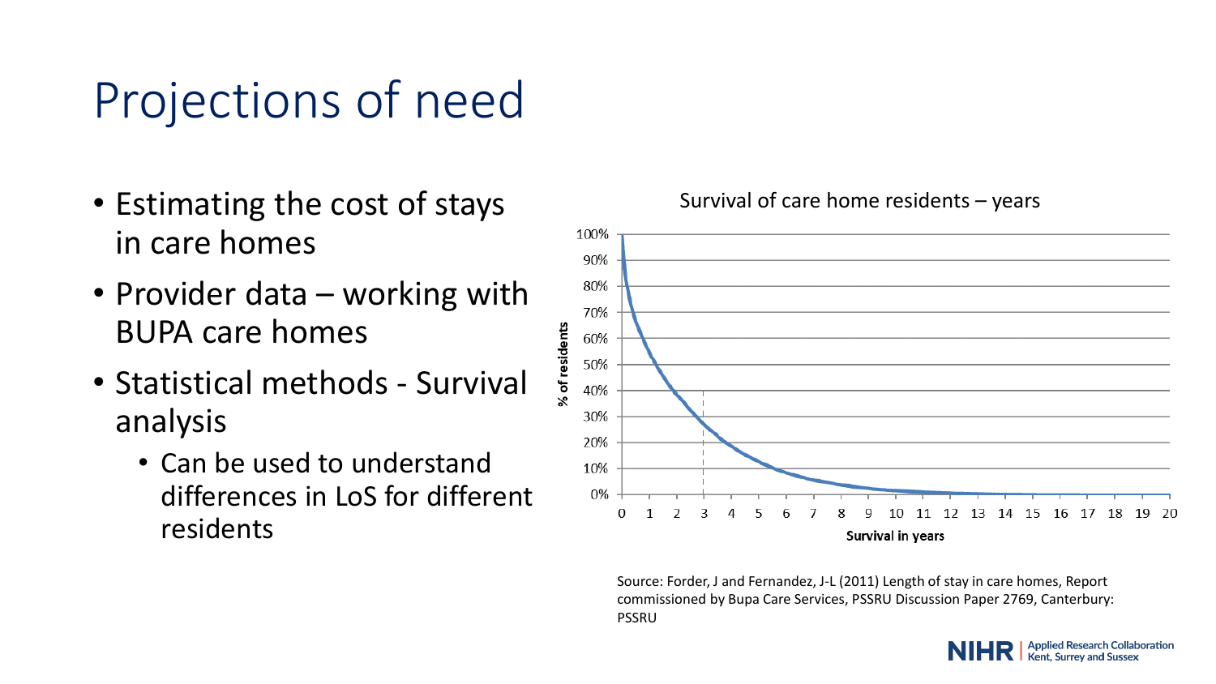# Projections of need

- Estimating the cost of stays in care homes
- Provider data – working with BUPA care homes
- Statistical methods - Survival analysis
  - Can be used to understand differences in LoS for different residents

Survival of care home residents – years

Source: Forder, J and Fernandez, J-L (2011) Length of stay in care homes, Report commissioned by Bupa Care Services, PSSRU Discussion Paper 2769, Canterbury: PSSRU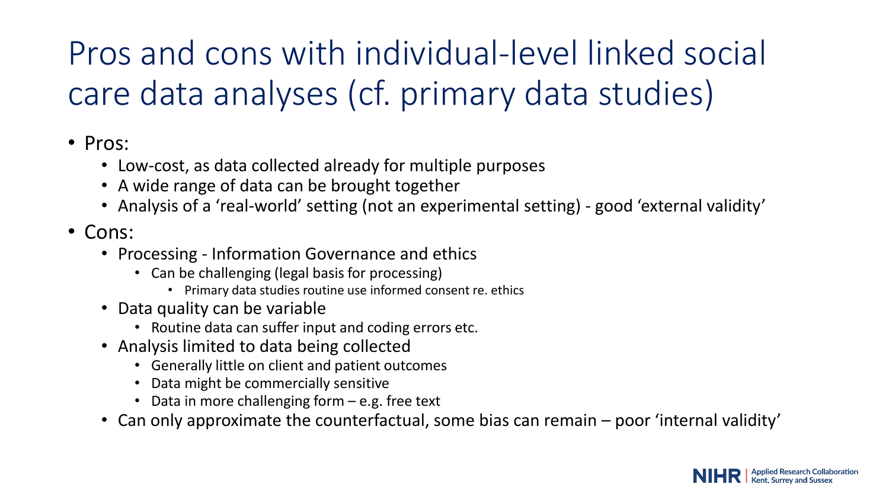# Pros and cons with individual-level linked social care data analyses (cf. primary data studies)

- Pros:
  - Low-cost, as data collected already for multiple purposes
  - A wide range of data can be brought together
  - Analysis of a 'real-world' setting (not an experimental setting) - good 'external validity'
- Cons:
  - Processing - Information Governance and ethics
    - Can be challenging (legal basis for processing)
      - Primary data studies routine use informed consent re. ethics
  - Data quality can be variable
    - Routine data can suffer input and coding errors etc.
  - Analysis limited to data being collected
    - Generally little on client and patient outcomes
    - Data might be commercially sensitive
    - Data in more challenging form – e.g. free text
  - Can only approximate the counterfactual, some bias can remain – poor 'internal validity'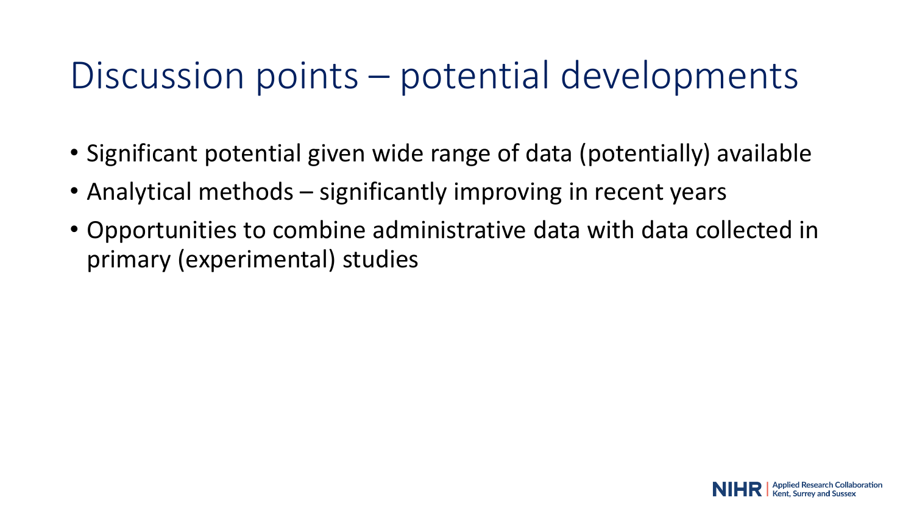# Discussion points – potential developments

- Significant potential given wide range of data (potentially) available
- Analytical methods – significantly improving in recent years
- Opportunities to combine administrative data with data collected in primary (experimental) studies